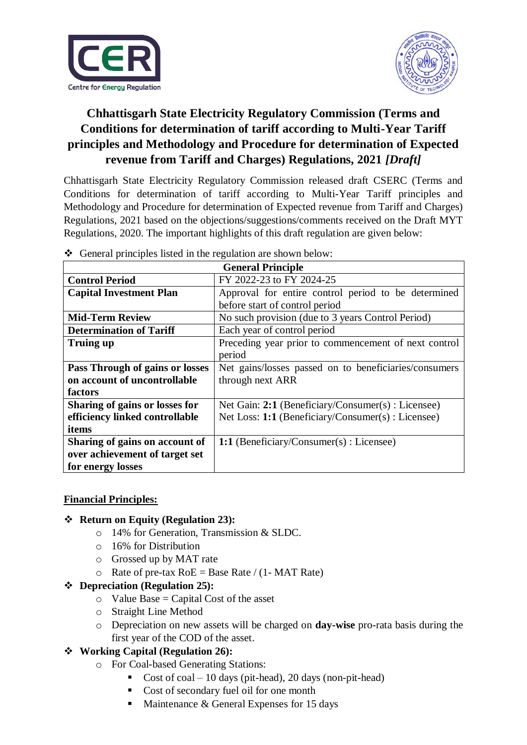# Chhattisgarh State Electricity Regulatory Commission (Terms and Conditions for determination of tariff according to Multi-Year Tariff principles and Methodology and Procedure for determination of Expected revenue from Tariff and Charges) Regulations, 2021 *[Draft]*

Chhattisgarh State Electricity Regulatory Commission released draft CSERC (Terms and Conditions for determination of tariff according to Multi-Year Tariff principles and Methodology and Procedure for determination of Expected revenue from Tariff and Charges) Regulations, 2021 based on the objections/suggestions/comments received on the Draft MYT Regulations, 2020. The important highlights of this draft regulation are given below:

- General principles listed in the regulation are shown below:

| General Principle | |
|---|---|
| **Control Period** | FY 2022-23 to FY 2024-25 |
| **Capital Investment Plan** | Approval for entire control period to be determined before start of control period |
| **Mid-Term Review** | No such provision (due to 3 years Control Period) |
| **Determination of Tariff** | Each year of control period |
| **Truing up** | Preceding year prior to commencement of next control period |
| **Pass Through of gains or losses on account of uncontrollable factors** | Net gains/losses passed on to beneficiaries/consumers through next ARR |
| **Sharing of gains or losses for efficiency linked controllable items** | Net Gain: **2:1** (Beneficiary/Consumer(s) : Licensee)<br>Net Loss: **1:1** (Beneficiary/Consumer(s) : Licensee) |
| **Sharing of gains on account of over achievement of target set for energy losses** | **1:1** (Beneficiary/Consumer(s) : Licensee) |

## Financial Principles:

- **Return on Equity (Regulation 23):**
  - 14% for Generation, Transmission & SLDC.
  - 16% for Distribution
  - Grossed up by MAT rate
  - Rate of pre-tax RoE = Base Rate / (1- MAT Rate)
- **Depreciation (Regulation 25):**
  - Value Base = Capital Cost of the asset
  - Straight Line Method
  - Depreciation on new assets will be charged on **day-wise** pro-rata basis during the first year of the COD of the asset.
- **Working Capital (Regulation 26):**
  - For Coal-based Generating Stations:
    - Cost of coal – 10 days (pit-head), 20 days (non-pit-head)
    - Cost of secondary fuel oil for one month
    - Maintenance & General Expenses for 15 days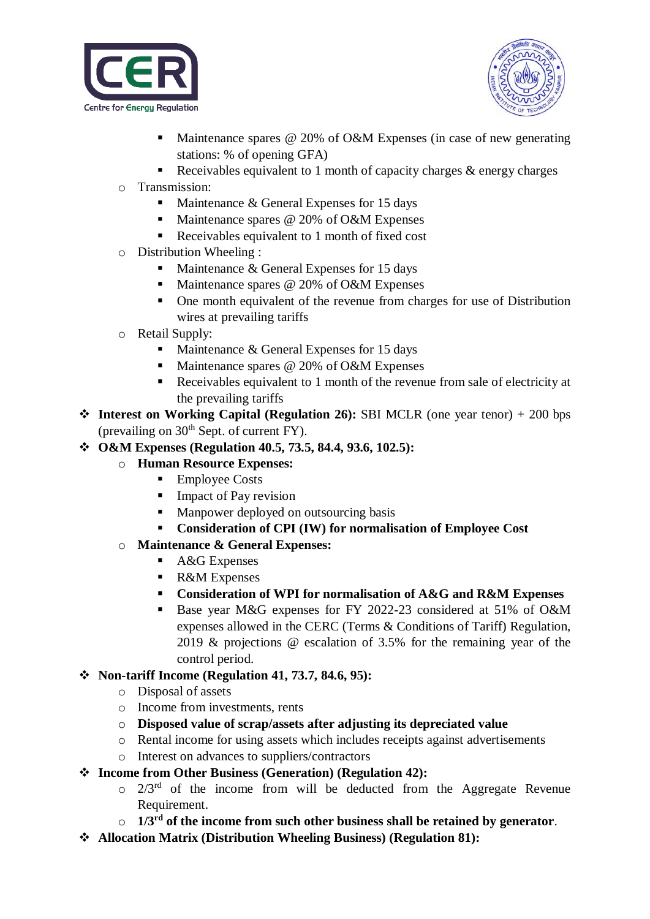- Maintenance spares @ 20% of O&M Expenses (in case of new generating stations: % of opening GFA)
        - Receivables equivalent to 1 month of capacity charges & energy charges
    - Transmission:
        - Maintenance & General Expenses for 15 days
        - Maintenance spares @ 20% of O&M Expenses
        - Receivables equivalent to 1 month of fixed cost
    - Distribution Wheeling :
        - Maintenance & General Expenses for 15 days
        - Maintenance spares @ 20% of O&M Expenses
        - One month equivalent of the revenue from charges for use of Distribution wires at prevailing tariffs
    - Retail Supply:
        - Maintenance & General Expenses for 15 days
        - Maintenance spares @ 20% of O&M Expenses
        - Receivables equivalent to 1 month of the revenue from sale of electricity at the prevailing tariffs
- **Interest on Working Capital (Regulation 26):** SBI MCLR (one year tenor) + 200 bps (prevailing on 30th Sept. of current FY).
- **O&M Expenses (Regulation 40.5, 73.5, 84.4, 93.6, 102.5):**
    - **Human Resource Expenses:**
        - Employee Costs
        - Impact of Pay revision
        - Manpower deployed on outsourcing basis
        - **Consideration of CPI (IW) for normalisation of Employee Cost**
    - **Maintenance & General Expenses:**
        - A&G Expenses
        - R&M Expenses
        - **Consideration of WPI for normalisation of A&G and R&M Expenses**
        - Base year M&G expenses for FY 2022-23 considered at 51% of O&M expenses allowed in the CERC (Terms & Conditions of Tariff) Regulation, 2019 & projections @ escalation of 3.5% for the remaining year of the control period.
- **Non-tariff Income (Regulation 41, 73.7, 84.6, 95):**
    - Disposal of assets
    - Income from investments, rents
    - **Disposed value of scrap/assets after adjusting its depreciated value**
    - Rental income for using assets which includes receipts against advertisements
    - Interest on advances to suppliers/contractors
- **Income from Other Business (Generation) (Regulation 42):**
    - 2/3rd of the income from will be deducted from the Aggregate Revenue Requirement.
    - **1/3rd of the income from such other business shall be retained by generator**.
- **Allocation Matrix (Distribution Wheeling Business) (Regulation 81):**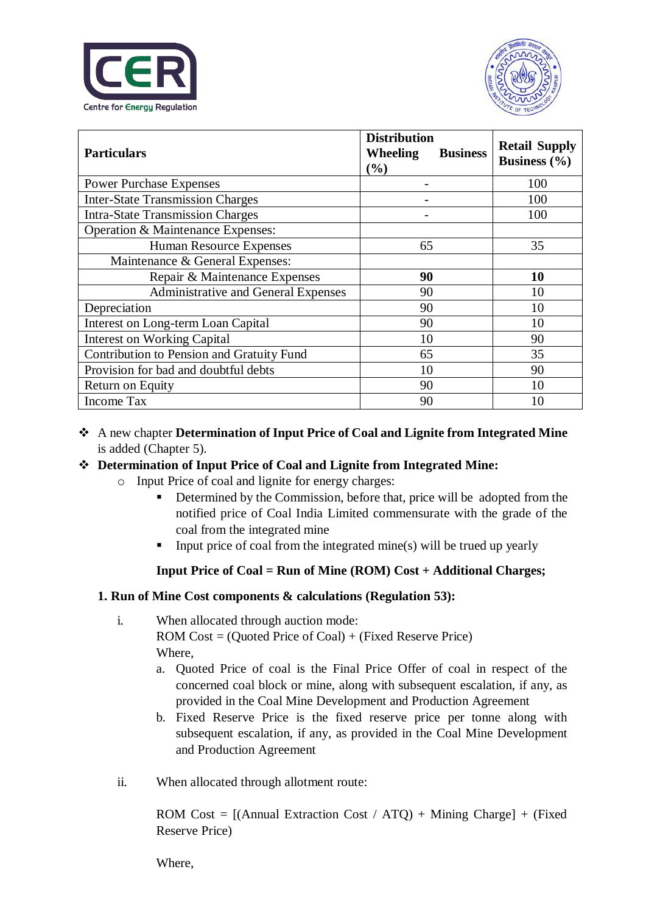| Particulars | Distribution Wheeling Business (%) | Retail Supply Business (%) |
|---|---|---|
| Power Purchase Expenses | - | 100 |
| Inter-State Transmission Charges | - | 100 |
| Intra-State Transmission Charges | - | 100 |
| Operation & Maintenance Expenses: | | |
| Human Resource Expenses | 65 | 35 |
| Maintenance & General Expenses: | | |
| Repair & Maintenance Expenses | **90** | **10** |
| Administrative and General Expenses | 90 | 10 |
| Depreciation | 90 | 10 |
| Interest on Long-term Loan Capital | 90 | 10 |
| Interest on Working Capital | 10 | 90 |
| Contribution to Pension and Gratuity Fund | 65 | 35 |
| Provision for bad and doubtful debts | 10 | 90 |
| Return on Equity | 90 | 10 |
| Income Tax | 90 | 10 |

- A new chapter **Determination of Input Price of Coal and Lignite from Integrated Mine** is added (Chapter 5).
- **Determination of Input Price of Coal and Lignite from Integrated Mine:**
  - Input Price of coal and lignite for energy charges:
    - Determined by the Commission, before that, price will be adopted from the notified price of Coal India Limited commensurate with the grade of the coal from the integrated mine
    - Input price of coal from the integrated mine(s) will be trued up yearly

**Input Price of Coal = Run of Mine (ROM) Cost + Additional Charges;**

**1. Run of Mine Cost components & calculations (Regulation 53):**

i. When allocated through auction mode:

ROM Cost = (Quoted Price of Coal) + (Fixed Reserve Price)

Where,

a. Quoted Price of coal is the Final Price Offer of coal in respect of the concerned coal block or mine, along with subsequent escalation, if any, as provided in the Coal Mine Development and Production Agreement

b. Fixed Reserve Price is the fixed reserve price per tonne along with subsequent escalation, if any, as provided in the Coal Mine Development and Production Agreement

ii. When allocated through allotment route:

ROM Cost = [(Annual Extraction Cost / ATQ) + Mining Charge] + (Fixed Reserve Price)

Where,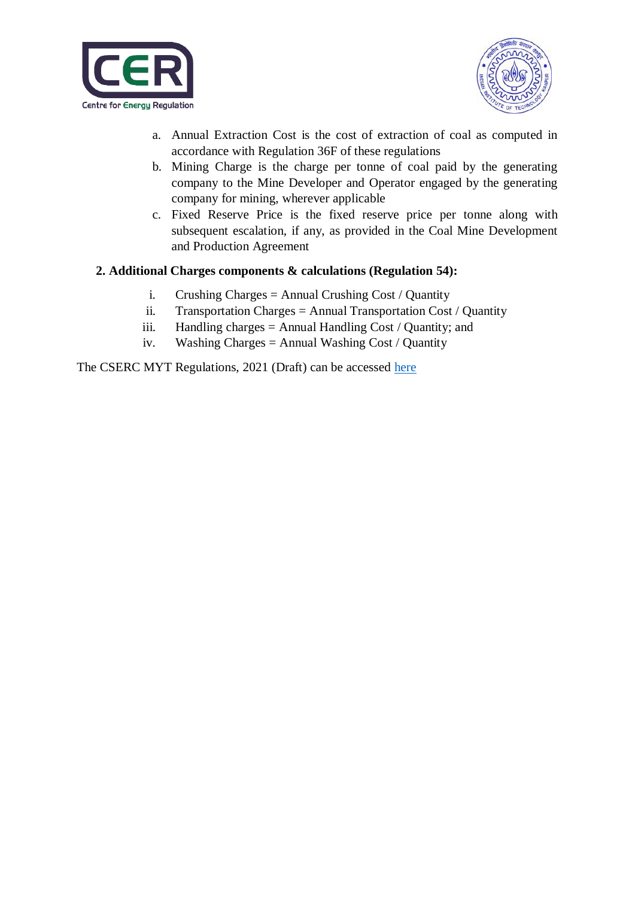a. Annual Extraction Cost is the cost of extraction of coal as computed in accordance with Regulation 36F of these regulations
b. Mining Charge is the charge per tonne of coal paid by the generating company to the Mine Developer and Operator engaged by the generating company for mining, wherever applicable
c. Fixed Reserve Price is the fixed reserve price per tonne along with subsequent escalation, if any, as provided in the Coal Mine Development and Production Agreement

**2. Additional Charges components & calculations (Regulation 54):**

i. Crushing Charges = Annual Crushing Cost / Quantity
ii. Transportation Charges = Annual Transportation Cost / Quantity
iii. Handling charges = Annual Handling Cost / Quantity; and
iv. Washing Charges = Annual Washing Cost / Quantity

The CSERC MYT Regulations, 2021 (Draft) can be accessed [here]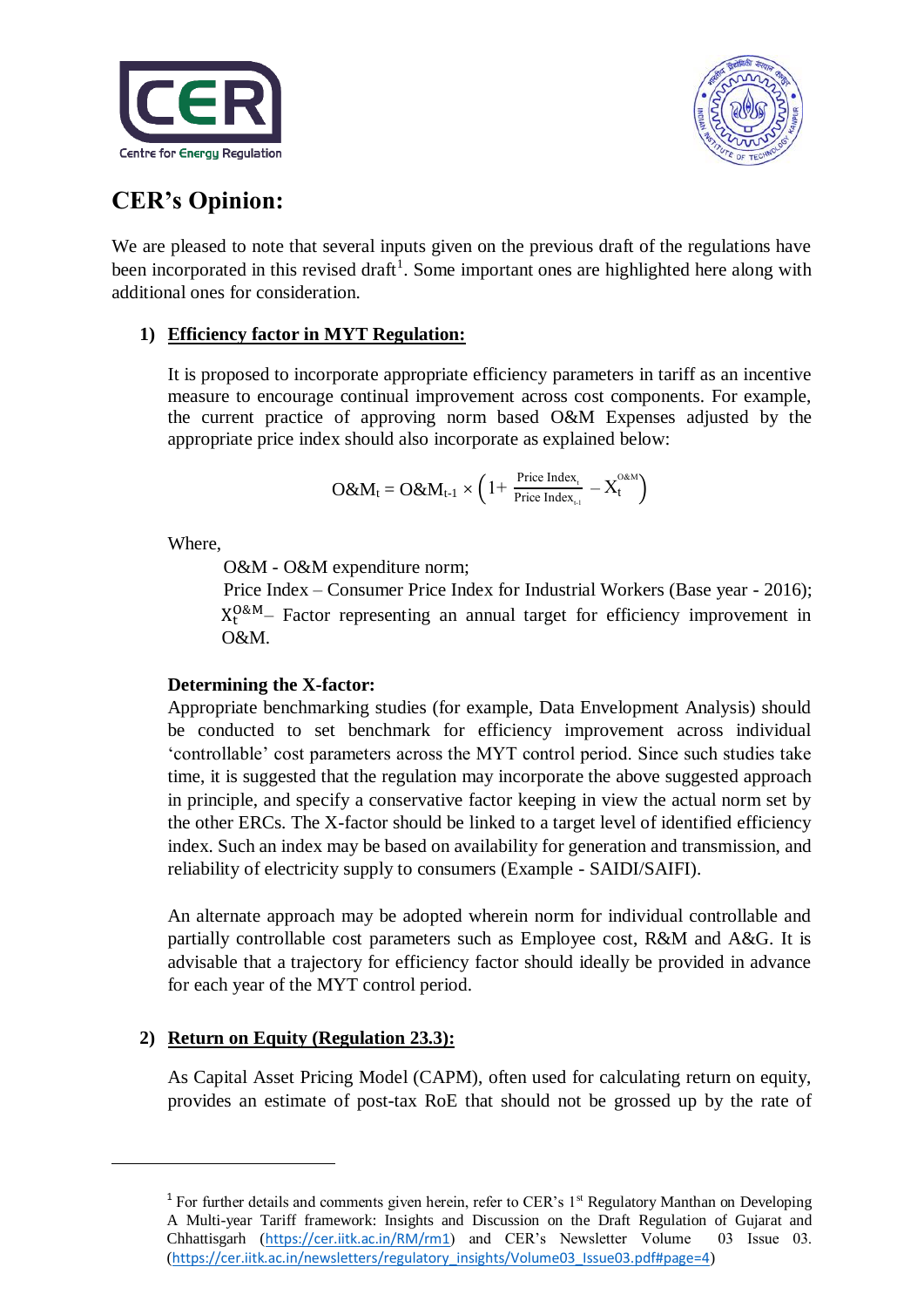# CER's Opinion:

We are pleased to note that several inputs given on the previous draft of the regulations have been incorporated in this revised draft[1]. Some important ones are highlighted here along with additional ones for consideration.

1) **Efficiency factor in MYT Regulation:**

   It is proposed to incorporate appropriate efficiency parameters in tariff as an incentive measure to encourage continual improvement across cost components. For example, the current practice of approving norm based O&M Expenses adjusted by the appropriate price index should also incorporate as explained below:

$$O\&M_t = O\&M_{t-1} \times \left(1 + \frac{\text{Price Index}_t}{\text{Price Index}_{t-1}} - X_t^{O\&M}\right)$$

   Where,

   O&M - O&M expenditure norm;

   Price Index – Consumer Price Index for Industrial Workers (Base year - 2016);

   $X_t^{O\&M}$– Factor representing an annual target for efficiency improvement in O&M.

   **Determining the X-factor:**

   Appropriate benchmarking studies (for example, Data Envelopment Analysis) should be conducted to set benchmark for efficiency improvement across individual 'controllable' cost parameters across the MYT control period. Since such studies take time, it is suggested that the regulation may incorporate the above suggested approach in principle, and specify a conservative factor keeping in view the actual norm set by the other ERCs. The X-factor should be linked to a target level of identified efficiency index. Such an index may be based on availability for generation and transmission, and reliability of electricity supply to consumers (Example - SAIDI/SAIFI).

   An alternate approach may be adopted wherein norm for individual controllable and partially controllable cost parameters such as Employee cost, R&M and A&G. It is advisable that a trajectory for efficiency factor should ideally be provided in advance for each year of the MYT control period.

2) **Return on Equity (Regulation 23.3):**

   As Capital Asset Pricing Model (CAPM), often used for calculating return on equity, provides an estimate of post-tax RoE that should not be grossed up by the rate of

[1] For further details and comments given herein, refer to CER's 1st Regulatory Manthan on Developing A Multi-year Tariff framework: Insights and Discussion on the Draft Regulation of Gujarat and Chhattisgarh (https://cer.iitk.ac.in/RM/rm1) and CER's Newsletter Volume 03 Issue 03. (https://cer.iitk.ac.in/newsletters/regulatory_insights/Volume03_Issue03.pdf#page=4)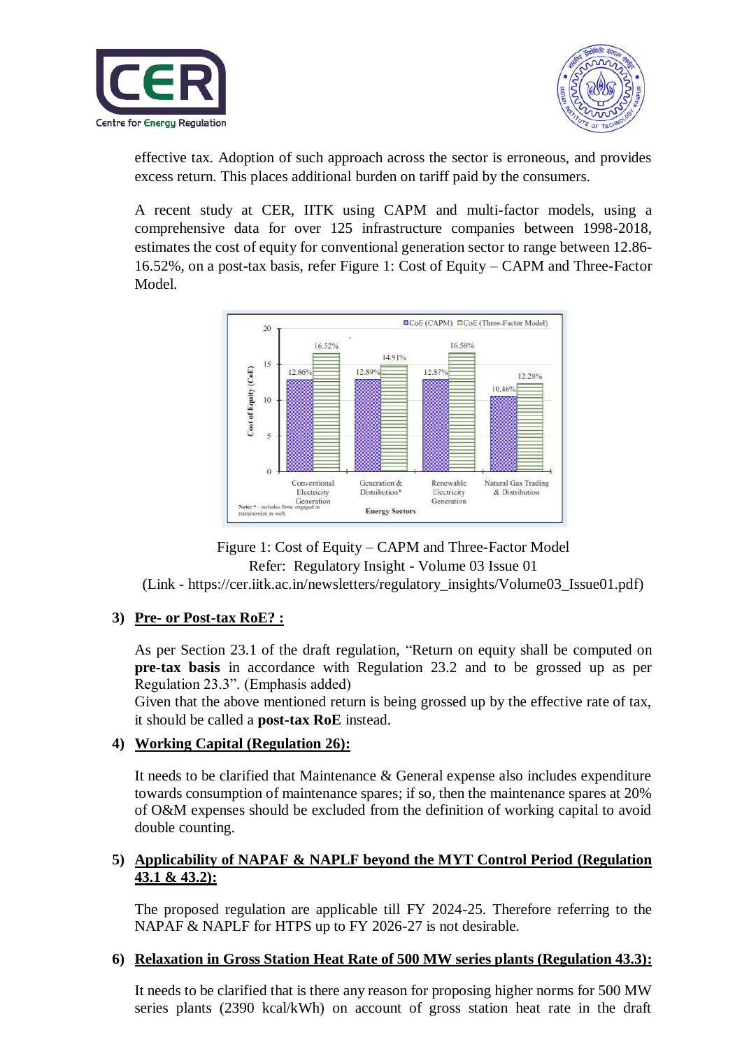effective tax. Adoption of such approach across the sector is erroneous, and provides excess return. This places additional burden on tariff paid by the consumers.

A recent study at CER, IITK using CAPM and multi-factor models, using a comprehensive data for over 125 infrastructure companies between 1998-2018, estimates the cost of equity for conventional generation sector to range between 12.86-16.52%, on a post-tax basis, refer Figure 1: Cost of Equity – CAPM and Three-Factor Model.

Figure 1: Cost of Equity – CAPM and Three-Factor Model
Refer: Regulatory Insight - Volume 03 Issue 01
(Link - https://cer.iitk.ac.in/newsletters/regulatory_insights/Volume03_Issue01.pdf)

**3) Pre- or Post-tax RoE? :**

As per Section 23.1 of the draft regulation, "Return on equity shall be computed on **pre-tax basis** in accordance with Regulation 23.2 and to be grossed up as per Regulation 23.3". (Emphasis added)
Given that the above mentioned return is being grossed up by the effective rate of tax, it should be called a **post-tax RoE** instead.

**4) Working Capital (Regulation 26):**

It needs to be clarified that Maintenance & General expense also includes expenditure towards consumption of maintenance spares; if so, then the maintenance spares at 20% of O&M expenses should be excluded from the definition of working capital to avoid double counting.

**5) Applicability of NAPAF & NAPLF beyond the MYT Control Period (Regulation 43.1 & 43.2):**

The proposed regulation are applicable till FY 2024-25. Therefore referring to the NAPAF & NAPLF for HTPS up to FY 2026-27 is not desirable.

**6) Relaxation in Gross Station Heat Rate of 500 MW series plants (Regulation 43.3):**

It needs to be clarified that is there any reason for proposing higher norms for 500 MW series plants (2390 kcal/kWh) on account of gross station heat rate in the draft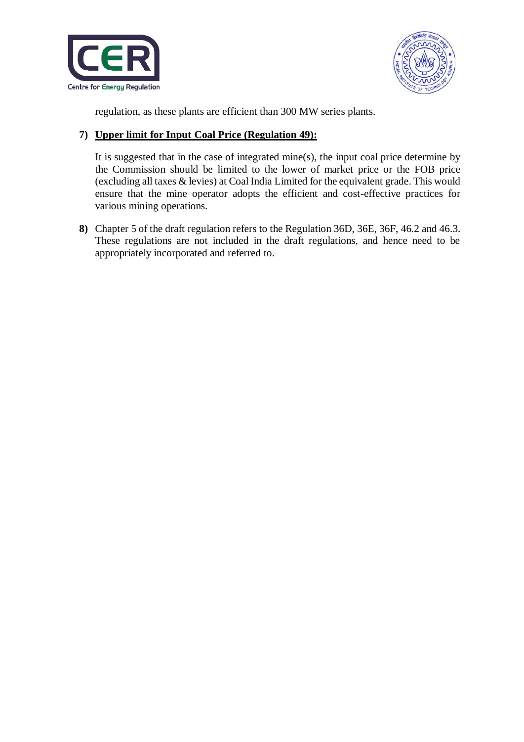regulation, as these plants are efficient than 300 MW series plants.

**7) Upper limit for Input Coal Price (Regulation 49):**

It is suggested that in the case of integrated mine(s), the input coal price determine by the Commission should be limited to the lower of market price or the FOB price (excluding all taxes & levies) at Coal India Limited for the equivalent grade. This would ensure that the mine operator adopts the efficient and cost-effective practices for various mining operations.

**8)** Chapter 5 of the draft regulation refers to the Regulation 36D, 36E, 36F, 46.2 and 46.3. These regulations are not included in the draft regulations, and hence need to be appropriately incorporated and referred to.